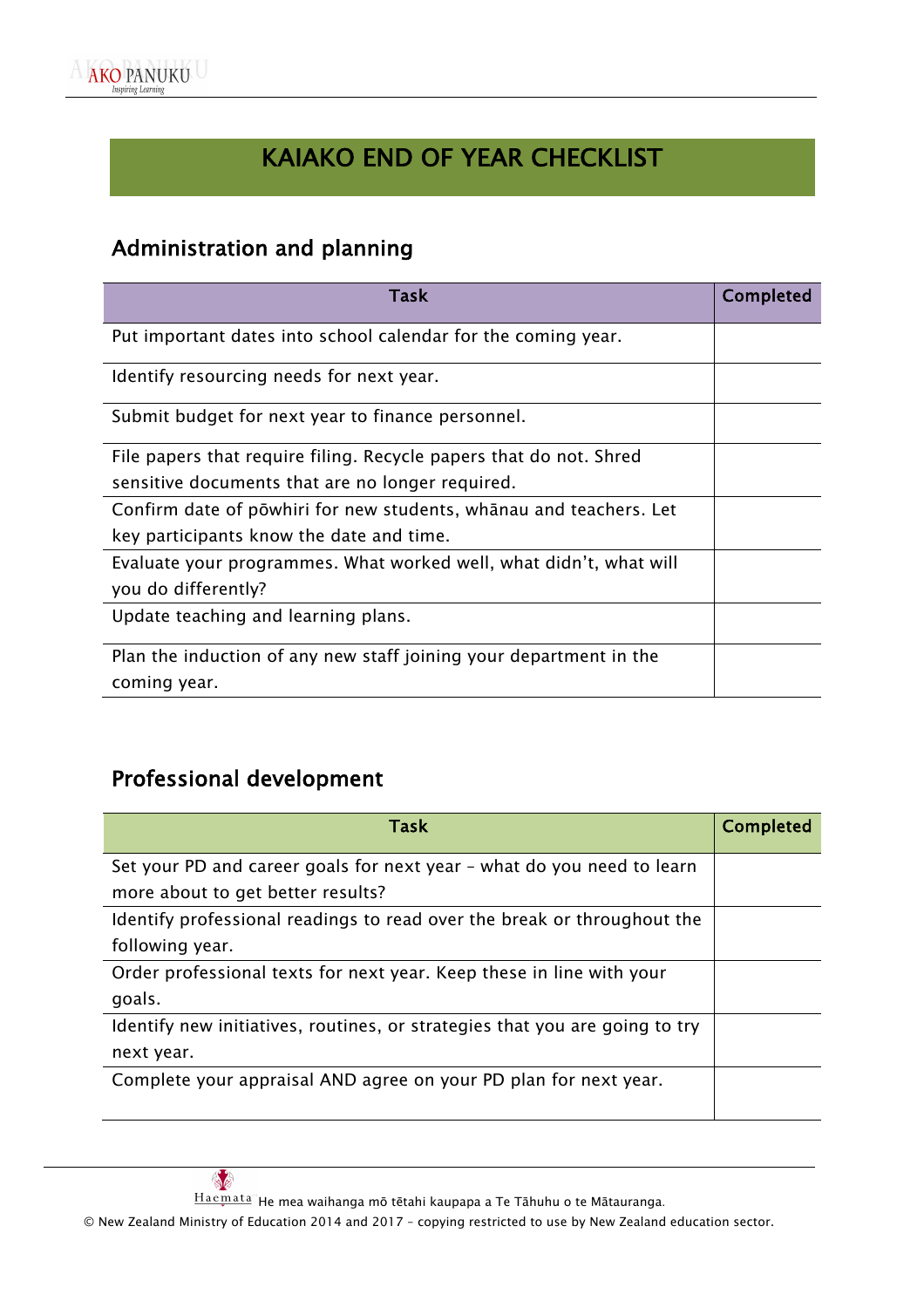# KAIAKO END OF YEAR CHECKLIST

## Administration and planning

| Task | Completed |
|---|---|
| Put important dates into school calendar for the coming year. | |
| Identify resourcing needs for next year. | |
| Submit budget for next year to finance personnel. | |
| File papers that require filing. Recycle papers that do not. Shred sensitive documents that are no longer required. | |
| Confirm date of pōwhiri for new students, whānau and teachers. Let key participants know the date and time. | |
| Evaluate your programmes. What worked well, what didn't, what will you do differently? | |
| Update teaching and learning plans. | |
| Plan the induction of any new staff joining your department in the coming year. | |

## Professional development

| Task | Completed |
|---|---|
| Set your PD and career goals for next year – what do you need to learn more about to get better results? | |
| Identify professional readings to read over the break or throughout the following year. | |
| Order professional texts for next year. Keep these in line with your goals. | |
| Identify new initiatives, routines, or strategies that you are going to try next year. | |
| Complete your appraisal AND agree on your PD plan for next year. | |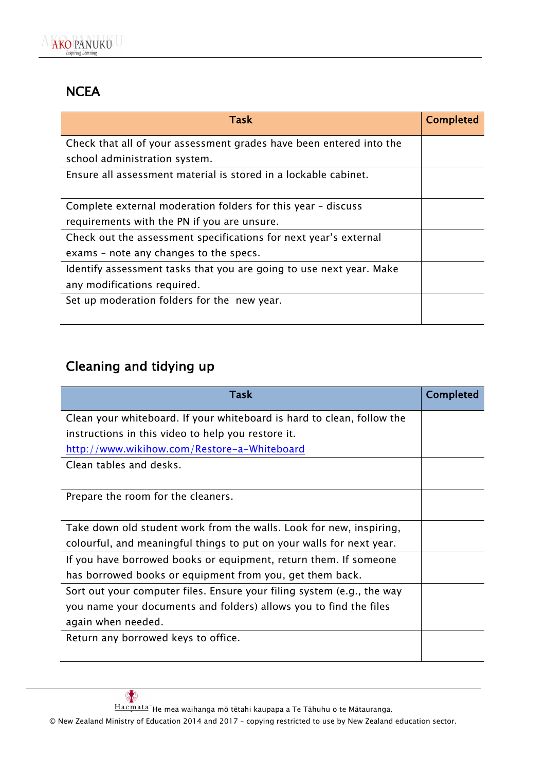## NCEA

| Task | Completed |
| --- | --- |
| Check that all of your assessment grades have been entered into the school administration system. | |
| Ensure all assessment material is stored in a lockable cabinet. | |
| Complete external moderation folders for this year – discuss requirements with the PN if you are unsure. | |
| Check out the assessment specifications for next year's external exams – note any changes to the specs. | |
| Identify assessment tasks that you are going to use next year. Make any modifications required. | |
| Set up moderation folders for the new year. | |

## Cleaning and tidying up

| Task | Completed |
| --- | --- |
| Clean your whiteboard. If your whiteboard is hard to clean, follow the instructions in this video to help you restore it. [http://www.wikihow.com/Restore-a-Whiteboard](http://www.wikihow.com/Restore-a-Whiteboard) | |
| Clean tables and desks. | |
| Prepare the room for the cleaners. | |
| Take down old student work from the walls. Look for new, inspiring, colourful, and meaningful things to put on your walls for next year. | |
| If you have borrowed books or equipment, return them. If someone has borrowed books or equipment from you, get them back. | |
| Sort out your computer files. Ensure your filing system (e.g., the way you name your documents and folders) allows you to find the files again when needed. | |
| Return any borrowed keys to office. | |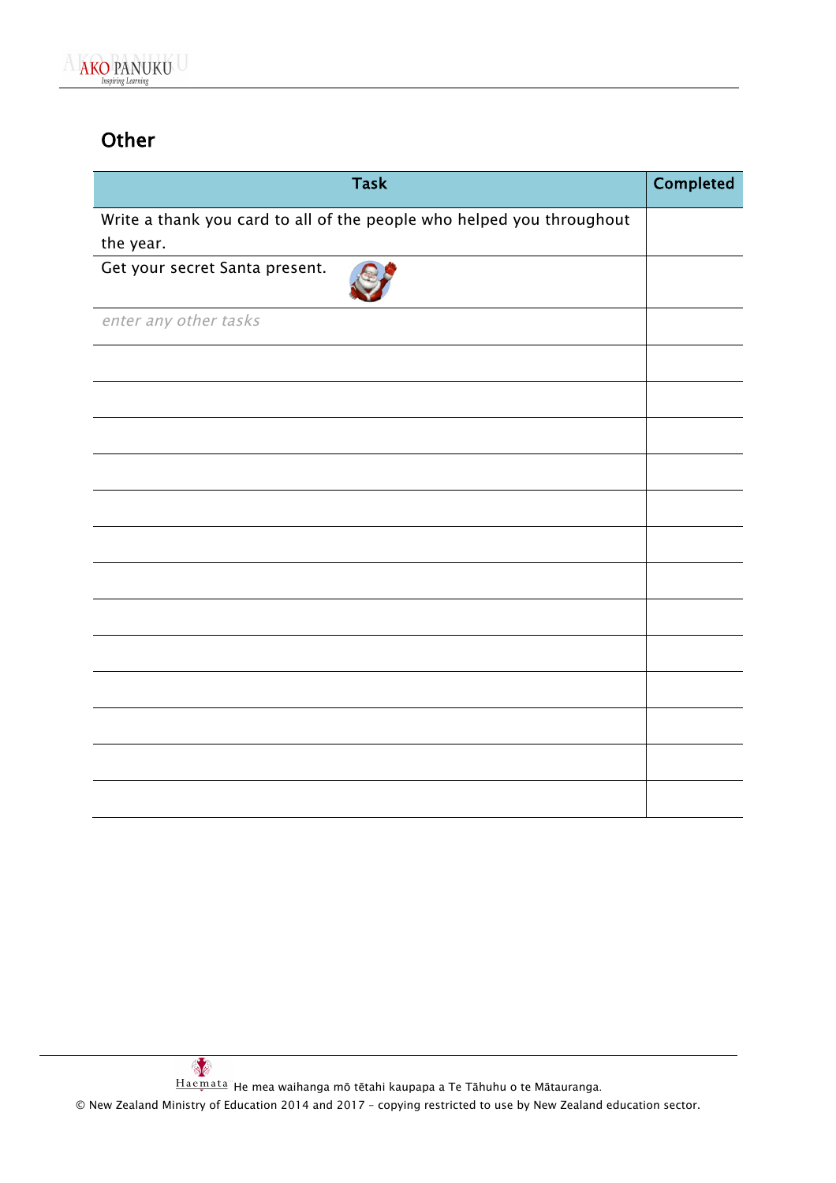## Other

| Task | Completed |
|---|---|
| Write a thank you card to all of the people who helped you throughout the year. | |
| Get your secret Santa present. | |
| *enter any other tasks* | |
| | |
| | |
| | |
| | |
| | |
| | |
| | |
| | |
| | |
| | |
| | |
| | |
| | |

He mea waihanga mō tētahi kaupapa a Te Tāhuhu o te Mātauranga.

© New Zealand Ministry of Education 2014 and 2017 – copying restricted to use by New Zealand education sector.